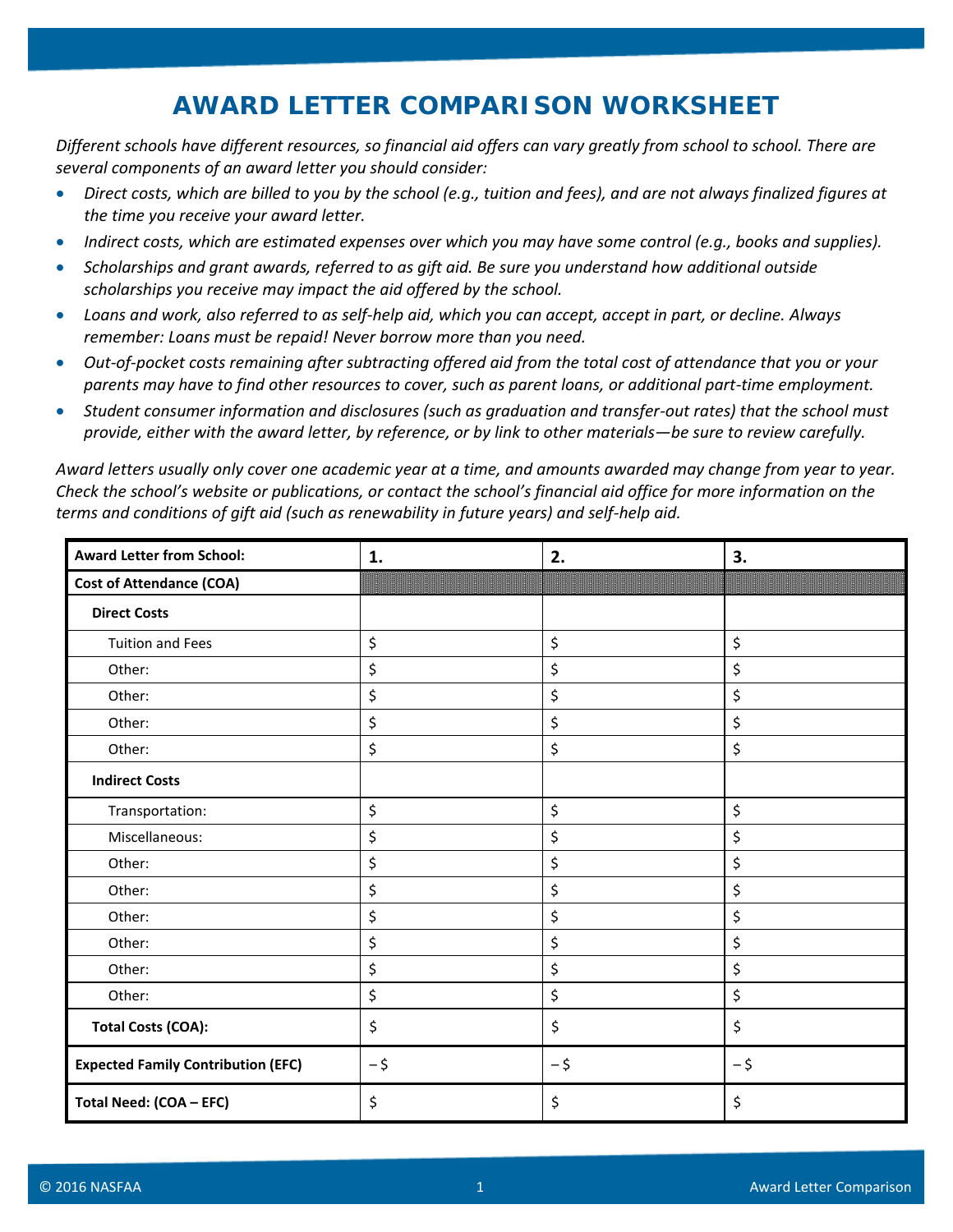# AWARD LETTER COMPARISON WORKSHEET

*Different schools have different resources, so financial aid offers can vary greatly from school to school. There are several components of an award letter you should consider:*

- *Direct costs, which are billed to you by the school (e.g., tuition and fees), and are not always finalized figures at the time you receive your award letter.*
- *Indirect costs, which are estimated expenses over which you may have some control (e.g., books and supplies).*
- *Scholarships and grant awards, referred to as gift aid. Be sure you understand how additional outside scholarships you receive may impact the aid offered by the school.*
- *Loans and work, also referred to as self-help aid, which you can accept, accept in part, or decline. Always remember: Loans must be repaid! Never borrow more than you need.*
- *Out-of-pocket costs remaining after subtracting offered aid from the total cost of attendance that you or your parents may have to find other resources to cover, such as parent loans, or additional part-time employment.*
- *Student consumer information and disclosures (such as graduation and transfer-out rates) that the school must provide, either with the award letter, by reference, or by link to other materials—be sure to review carefully.*

*Award letters usually only cover one academic year at a time, and amounts awarded may change from year to year. Check the school's website or publications, or contact the school's financial aid office for more information on the terms and conditions of gift aid (such as renewability in future years) and self-help aid.*

| **Award Letter from School:** | **1.** | **2.** | **3.** |
|---|---|---|---|
| **Cost of Attendance (COA)** | | | |
| **Direct Costs** | | | |
| Tuition and Fees | $ | $ | $ |
| Other: | $ | $ | $ |
| Other: | $ | $ | $ |
| Other: | $ | $ | $ |
| Other: | $ | $ | $ |
| **Indirect Costs** | | | |
| Transportation: | $ | $ | $ |
| Miscellaneous: | $ | $ | $ |
| Other: | $ | $ | $ |
| Other: | $ | $ | $ |
| Other: | $ | $ | $ |
| Other: | $ | $ | $ |
| Other: | $ | $ | $ |
| Other: | $ | $ | $ |
| **Total Costs (COA):** | $ | $ | $ |
| **Expected Family Contribution (EFC)** | – $ | – $ | – $ |
| **Total Need: (COA – EFC)** | $ | $ | $ |

© 2016 NASFAA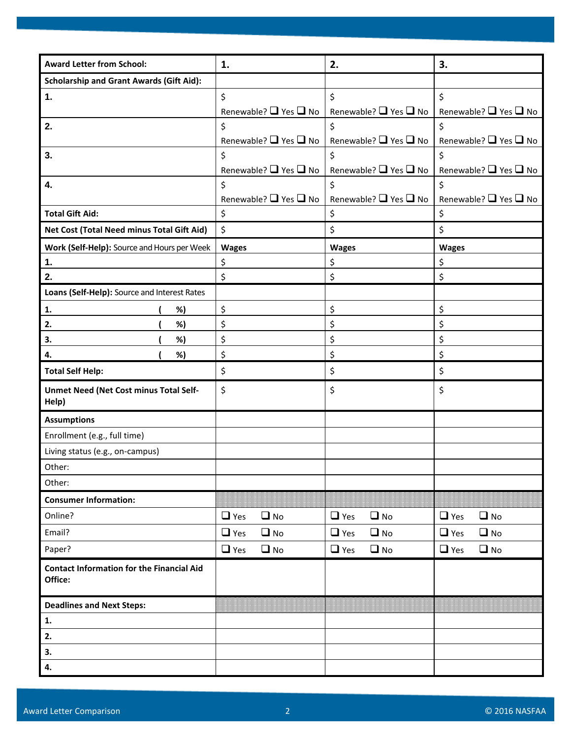| **Award Letter from School:** | **1.** | **2.** | **3.** |
|---|---|---|---|
| **Scholarship and Grant Awards (Gift Aid):** | | | |
| **1.** | $ Renewable? ❑ Yes ❑ No | $ Renewable? ❑ Yes ❑ No | $ Renewable? ❑ Yes ❑ No |
| **2.** | $ Renewable? ❑ Yes ❑ No | $ Renewable? ❑ Yes ❑ No | $ Renewable? ❑ Yes ❑ No |
| **3.** | $ Renewable? ❑ Yes ❑ No | $ Renewable? ❑ Yes ❑ No | $ Renewable? ❑ Yes ❑ No |
| **4.** | $ Renewable? ❑ Yes ❑ No | $ Renewable? ❑ Yes ❑ No | $ Renewable? ❑ Yes ❑ No |
| **Total Gift Aid:** | $ | $ | $ |
| **Net Cost (Total Need minus Total Gift Aid)** | $ | $ | $ |
| **Work (Self-Help):** Source and Hours per Week | **Wages** | **Wages** | **Wages** |
| **1.** | $ | $ | $ |
| **2.** | $ | $ | $ |
| **Loans (Self-Help):** Source and Interest Rates | | | |
| **1. ( %)** | $ | $ | $ |
| **2. ( %)** | $ | $ | $ |
| **3. ( %)** | $ | $ | $ |
| **4. ( %)** | $ | $ | $ |
| **Total Self Help:** | $ | $ | $ |
| **Unmet Need (Net Cost minus Total Self-Help)** | $ | $ | $ |
| **Assumptions** | | | |
| Enrollment (e.g., full time) | | | |
| Living status (e.g., on-campus) | | | |
| Other: | | | |
| Other: | | | |
| **Consumer Information:** | | | |
| Online? | ❑ Yes ❑ No | ❑ Yes ❑ No | ❑ Yes ❑ No |
| Email? | ❑ Yes ❑ No | ❑ Yes ❑ No | ❑ Yes ❑ No |
| Paper? | ❑ Yes ❑ No | ❑ Yes ❑ No | ❑ Yes ❑ No |
| **Contact Information for the Financial Aid Office:** | | | |
| **Deadlines and Next Steps:** | | | |
| **1.** | | | |
| **2.** | | | |
| **3.** | | | |
| **4.** | | | |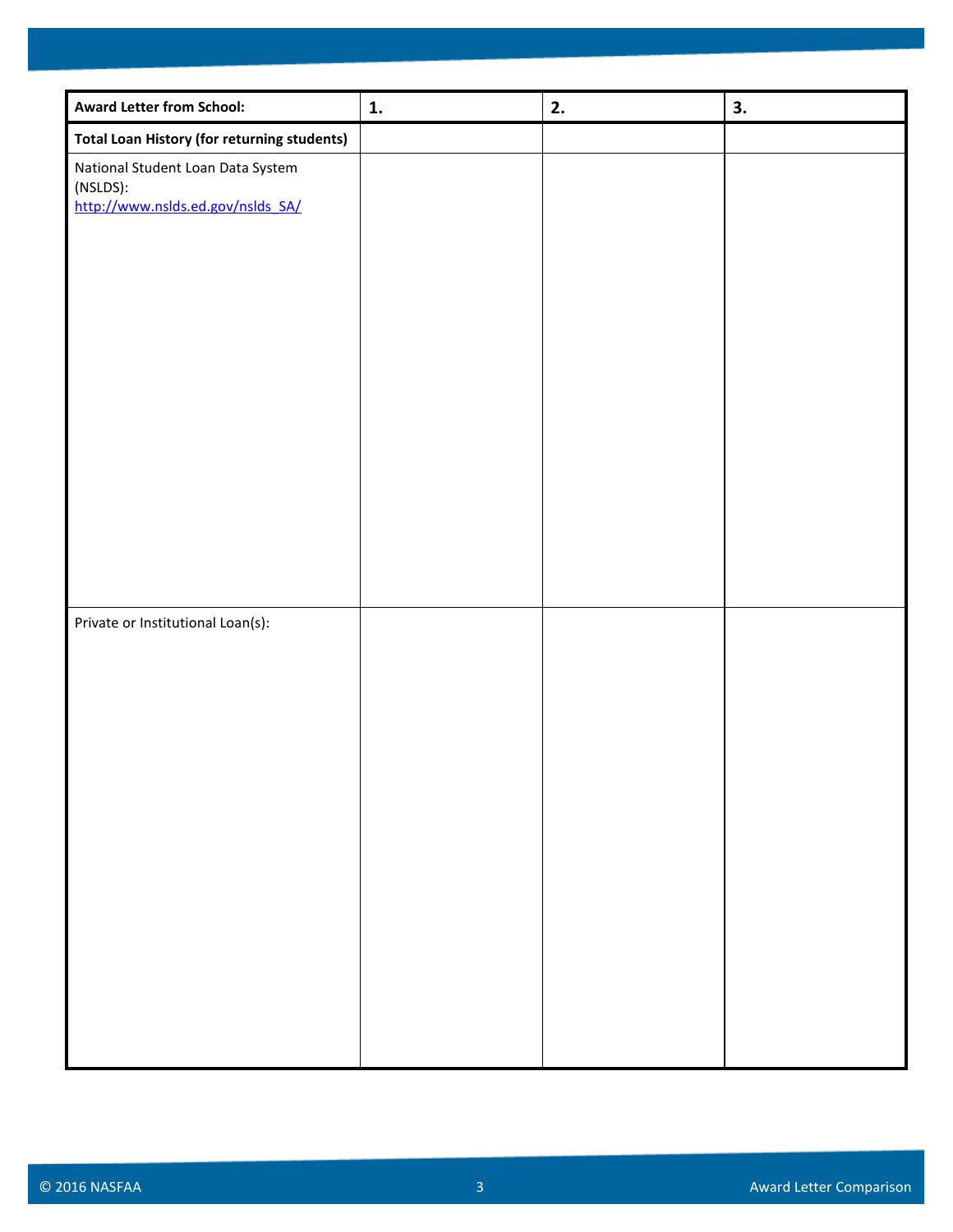| **Award Letter from School:** | **1.** | **2.** | **3.** |
| --- | --- | --- | --- |
| **Total Loan History (for returning students)** | | | |
| National Student Loan Data System (NSLDS): http://www.nslds.ed.gov/nslds_SA/ | | | |
| Private or Institutional Loan(s): | | | |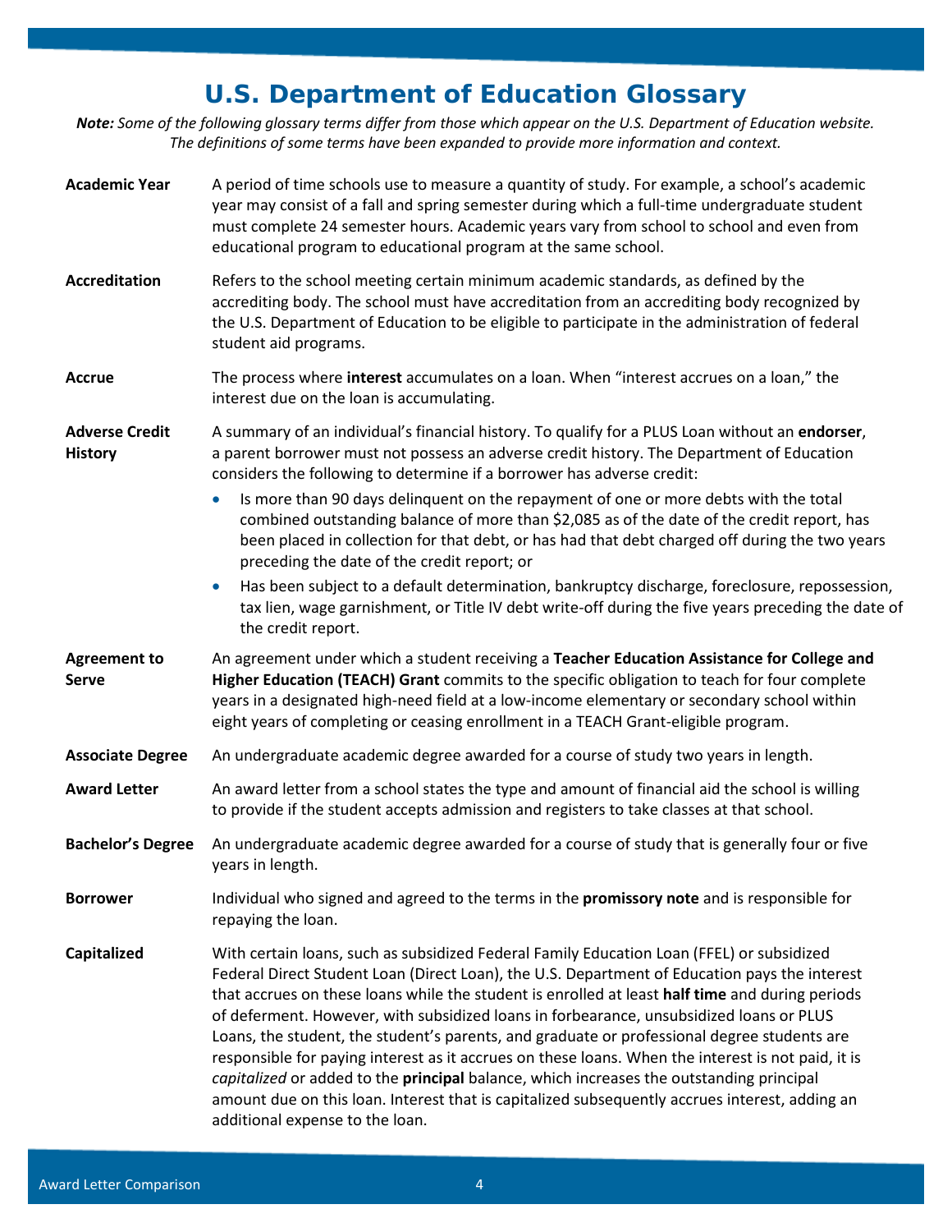# U.S. Department of Education Glossary

***Note:** Some of the following glossary terms differ from those which appear on the U.S. Department of Education website. The definitions of some terms have been expanded to provide more information and context.*

**Academic Year** — A period of time schools use to measure a quantity of study. For example, a school's academic year may consist of a fall and spring semester during which a full-time undergraduate student must complete 24 semester hours. Academic years vary from school to school and even from educational program to educational program at the same school.

**Accreditation** — Refers to the school meeting certain minimum academic standards, as defined by the accrediting body. The school must have accreditation from an accrediting body recognized by the U.S. Department of Education to be eligible to participate in the administration of federal student aid programs.

**Accrue** — The process where **interest** accumulates on a loan. When "interest accrues on a loan," the interest due on the loan is accumulating.

**Adverse Credit History** — A summary of an individual's financial history. To qualify for a PLUS Loan without an **endorser**, a parent borrower must not possess an adverse credit history. The Department of Education considers the following to determine if a borrower has adverse credit:

- Is more than 90 days delinquent on the repayment of one or more debts with the total combined outstanding balance of more than $2,085 as of the date of the credit report, has been placed in collection for that debt, or has had that debt charged off during the two years preceding the date of the credit report; or
- Has been subject to a default determination, bankruptcy discharge, foreclosure, repossession, tax lien, wage garnishment, or Title IV debt write-off during the five years preceding the date of the credit report.

**Agreement to Serve** — An agreement under which a student receiving a **Teacher Education Assistance for College and Higher Education (TEACH) Grant** commits to the specific obligation to teach for four complete years in a designated high-need field at a low-income elementary or secondary school within eight years of completing or ceasing enrollment in a TEACH Grant-eligible program.

**Associate Degree** — An undergraduate academic degree awarded for a course of study two years in length.

**Award Letter** — An award letter from a school states the type and amount of financial aid the school is willing to provide if the student accepts admission and registers to take classes at that school.

**Bachelor's Degree** — An undergraduate academic degree awarded for a course of study that is generally four or five years in length.

**Borrower** — Individual who signed and agreed to the terms in the **promissory note** and is responsible for repaying the loan.

**Capitalized** — With certain loans, such as subsidized Federal Family Education Loan (FFEL) or subsidized Federal Direct Student Loan (Direct Loan), the U.S. Department of Education pays the interest that accrues on these loans while the student is enrolled at least **half time** and during periods of deferment. However, with subsidized loans in forbearance, unsubsidized loans or PLUS Loans, the student, the student's parents, and graduate or professional degree students are responsible for paying interest as it accrues on these loans. When the interest is not paid, it is *capitalized* or added to the **principal** balance, which increases the outstanding principal amount due on this loan. Interest that is capitalized subsequently accrues interest, adding an additional expense to the loan.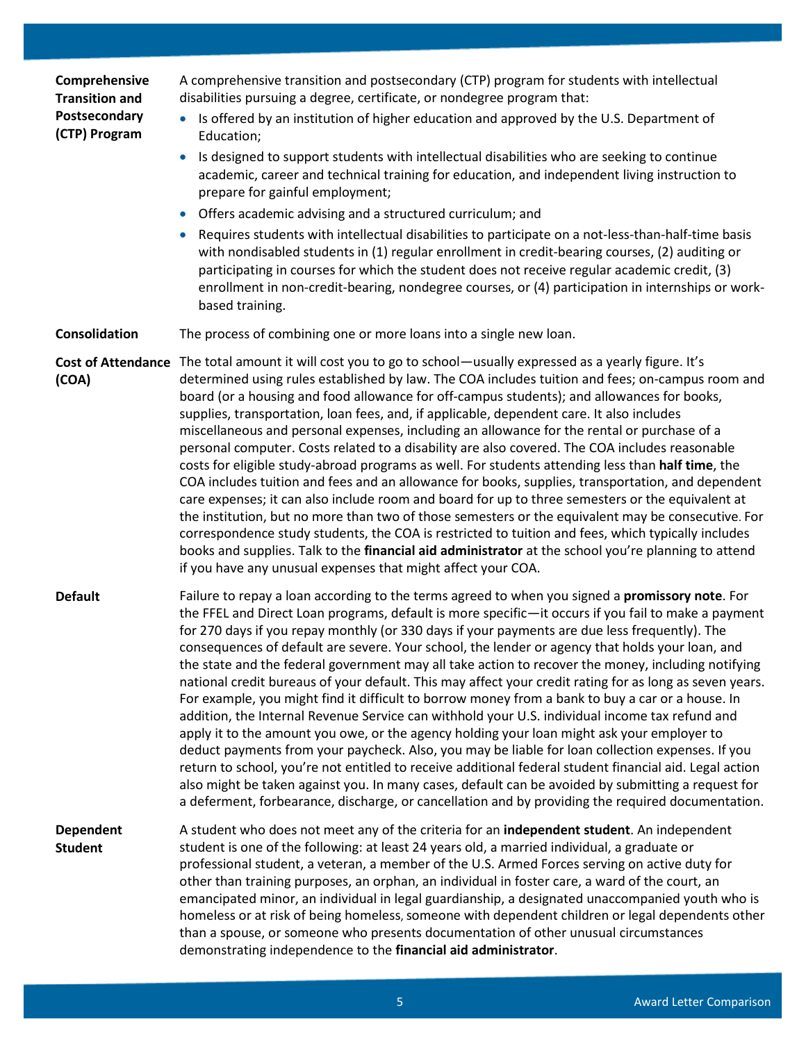**Comprehensive Transition and Postsecondary (CTP) Program**

A comprehensive transition and postsecondary (CTP) program for students with intellectual disabilities pursuing a degree, certificate, or nondegree program that:

- Is offered by an institution of higher education and approved by the U.S. Department of Education;
- Is designed to support students with intellectual disabilities who are seeking to continue academic, career and technical training for education, and independent living instruction to prepare for gainful employment;
- Offers academic advising and a structured curriculum; and
- Requires students with intellectual disabilities to participate on a not-less-than-half-time basis with nondisabled students in (1) regular enrollment in credit-bearing courses, (2) auditing or participating in courses for which the student does not receive regular academic credit, (3) enrollment in non-credit-bearing, nondegree courses, or (4) participation in internships or work-based training.

**Consolidation**

The process of combining one or more loans into a single new loan.

**Cost of Attendance (COA)**

The total amount it will cost you to go to school—usually expressed as a yearly figure. It's determined using rules established by law. The COA includes tuition and fees; on-campus room and board (or a housing and food allowance for off-campus students); and allowances for books, supplies, transportation, loan fees, and, if applicable, dependent care. It also includes miscellaneous and personal expenses, including an allowance for the rental or purchase of a personal computer. Costs related to a disability are also covered. The COA includes reasonable costs for eligible study-abroad programs as well. For students attending less than **half time**, the COA includes tuition and fees and an allowance for books, supplies, transportation, and dependent care expenses; it can also include room and board for up to three semesters or the equivalent at the institution, but no more than two of those semesters or the equivalent may be consecutive. For correspondence study students, the COA is restricted to tuition and fees, which typically includes books and supplies. Talk to the **financial aid administrator** at the school you're planning to attend if you have any unusual expenses that might affect your COA.

**Default**

Failure to repay a loan according to the terms agreed to when you signed a **promissory note**. For the FFEL and Direct Loan programs, default is more specific—it occurs if you fail to make a payment for 270 days if you repay monthly (or 330 days if your payments are due less frequently). The consequences of default are severe. Your school, the lender or agency that holds your loan, and the state and the federal government may all take action to recover the money, including notifying national credit bureaus of your default. This may affect your credit rating for as long as seven years. For example, you might find it difficult to borrow money from a bank to buy a car or a house. In addition, the Internal Revenue Service can withhold your U.S. individual income tax refund and apply it to the amount you owe, or the agency holding your loan might ask your employer to deduct payments from your paycheck. Also, you may be liable for loan collection expenses. If you return to school, you're not entitled to receive additional federal student financial aid. Legal action also might be taken against you. In many cases, default can be avoided by submitting a request for a deferment, forbearance, discharge, or cancellation and by providing the required documentation.

**Dependent Student**

A student who does not meet any of the criteria for an **independent student**. An independent student is one of the following: at least 24 years old, a married individual, a graduate or professional student, a veteran, a member of the U.S. Armed Forces serving on active duty for other than training purposes, an orphan, an individual in foster care, a ward of the court, an emancipated minor, an individual in legal guardianship, a designated unaccompanied youth who is homeless or at risk of being homeless, someone with dependent children or legal dependents other than a spouse, or someone who presents documentation of other unusual circumstances demonstrating independence to the **financial aid administrator**.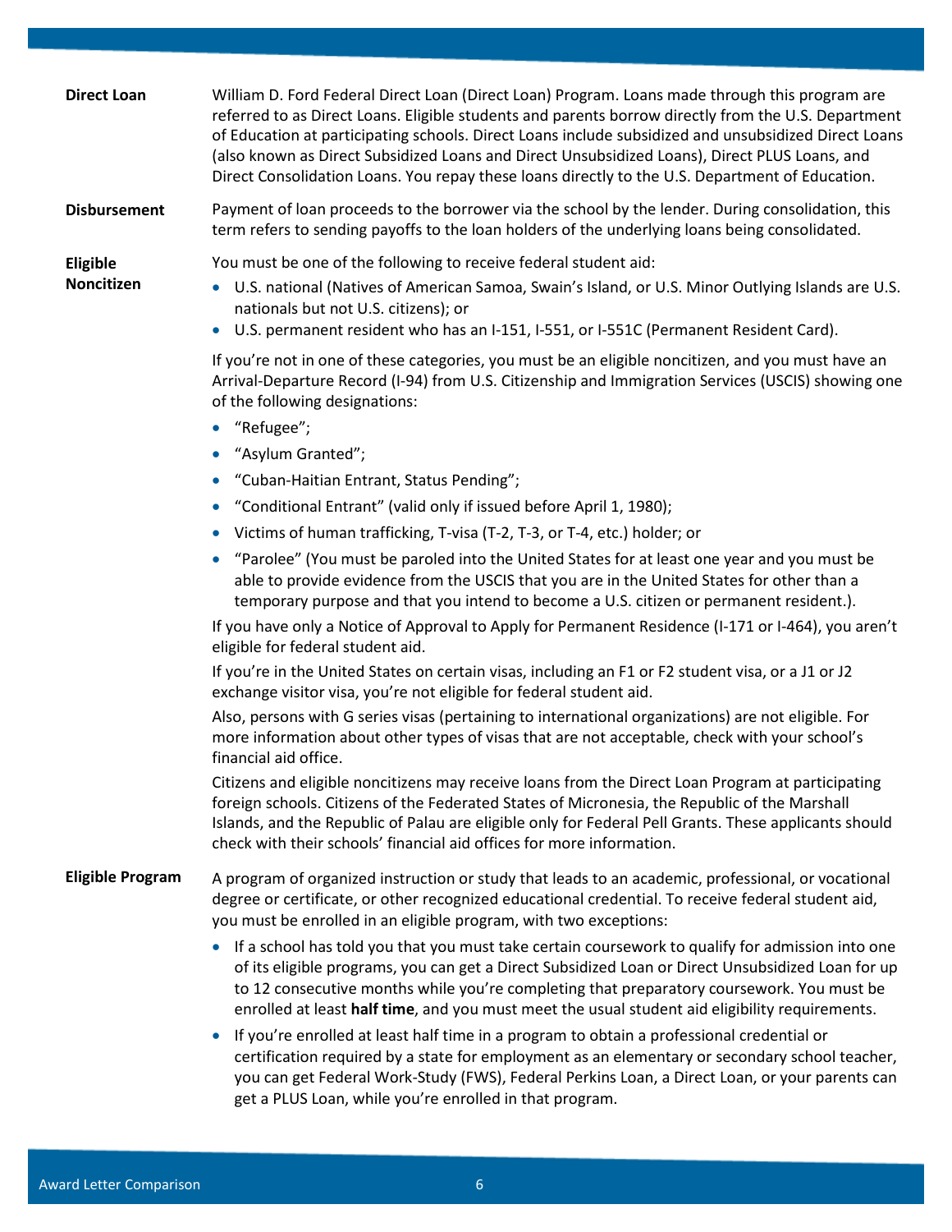**Direct Loan**

William D. Ford Federal Direct Loan (Direct Loan) Program. Loans made through this program are referred to as Direct Loans. Eligible students and parents borrow directly from the U.S. Department of Education at participating schools. Direct Loans include subsidized and unsubsidized Direct Loans (also known as Direct Subsidized Loans and Direct Unsubsidized Loans), Direct PLUS Loans, and Direct Consolidation Loans. You repay these loans directly to the U.S. Department of Education.

**Disbursement**

Payment of loan proceeds to the borrower via the school by the lender. During consolidation, this term refers to sending payoffs to the loan holders of the underlying loans being consolidated.

**Eligible Noncitizen**

You must be one of the following to receive federal student aid:

- U.S. national (Natives of American Samoa, Swain's Island, or U.S. Minor Outlying Islands are U.S. nationals but not U.S. citizens); or
- U.S. permanent resident who has an I-151, I-551, or I-551C (Permanent Resident Card).

If you're not in one of these categories, you must be an eligible noncitizen, and you must have an Arrival-Departure Record (I-94) from U.S. Citizenship and Immigration Services (USCIS) showing one of the following designations:

- "Refugee";
- "Asylum Granted";
- "Cuban-Haitian Entrant, Status Pending";
- "Conditional Entrant" (valid only if issued before April 1, 1980);
- Victims of human trafficking, T-visa (T-2, T-3, or T-4, etc.) holder; or
- "Parolee" (You must be paroled into the United States for at least one year and you must be able to provide evidence from the USCIS that you are in the United States for other than a temporary purpose and that you intend to become a U.S. citizen or permanent resident.).

If you have only a Notice of Approval to Apply for Permanent Residence (I-171 or I-464), you aren't eligible for federal student aid.

If you're in the United States on certain visas, including an F1 or F2 student visa, or a J1 or J2 exchange visitor visa, you're not eligible for federal student aid.

Also, persons with G series visas (pertaining to international organizations) are not eligible. For more information about other types of visas that are not acceptable, check with your school's financial aid office.

Citizens and eligible noncitizens may receive loans from the Direct Loan Program at participating foreign schools. Citizens of the Federated States of Micronesia, the Republic of the Marshall Islands, and the Republic of Palau are eligible only for Federal Pell Grants. These applicants should check with their schools' financial aid offices for more information.

**Eligible Program**

A program of organized instruction or study that leads to an academic, professional, or vocational degree or certificate, or other recognized educational credential. To receive federal student aid, you must be enrolled in an eligible program, with two exceptions:

- If a school has told you that you must take certain coursework to qualify for admission into one of its eligible programs, you can get a Direct Subsidized Loan or Direct Unsubsidized Loan for up to 12 consecutive months while you're completing that preparatory coursework. You must be enrolled at least **half time**, and you must meet the usual student aid eligibility requirements.
- If you're enrolled at least half time in a program to obtain a professional credential or certification required by a state for employment as an elementary or secondary school teacher, you can get Federal Work-Study (FWS), Federal Perkins Loan, a Direct Loan, or your parents can get a PLUS Loan, while you're enrolled in that program.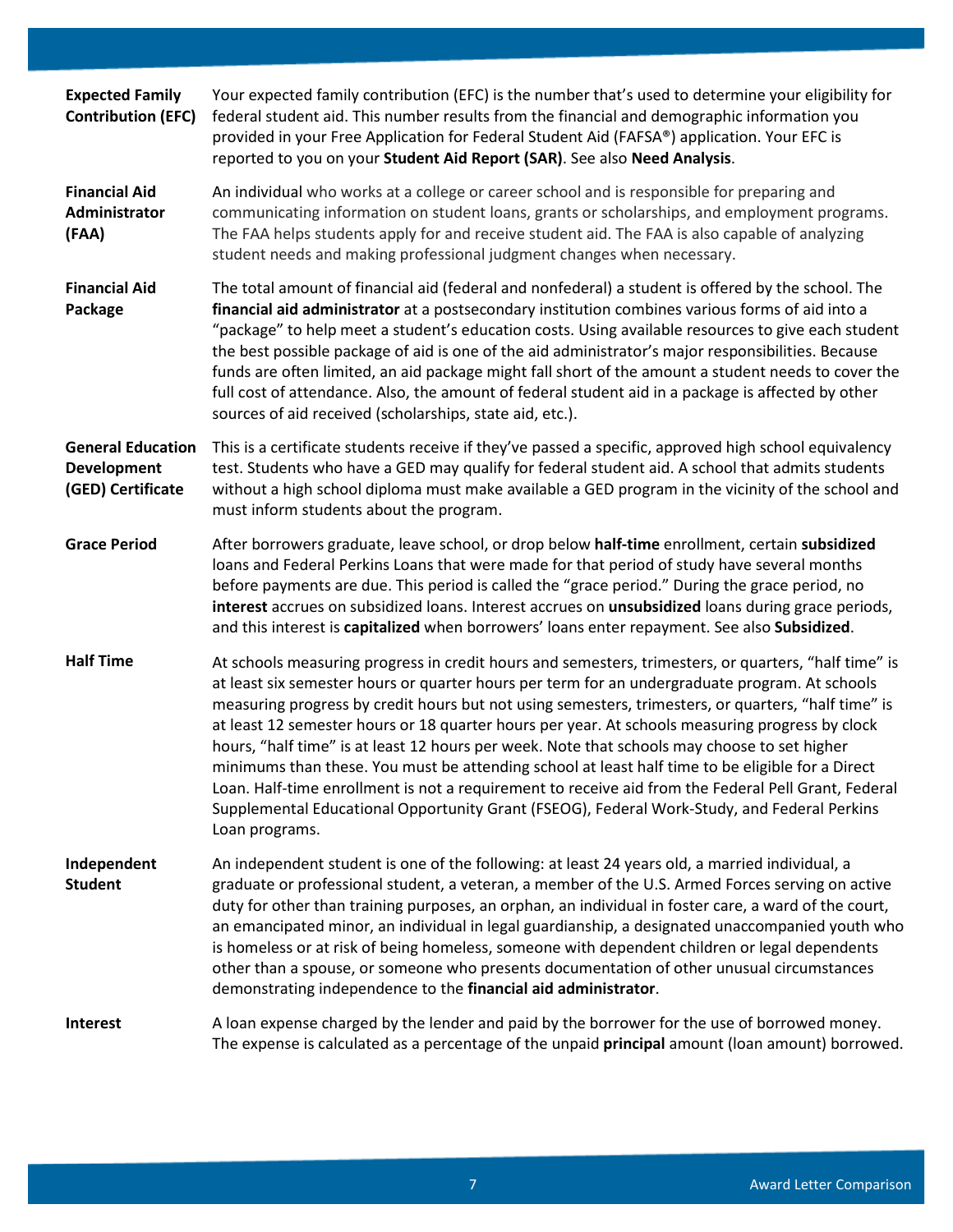| | |
|---|---|
| **Expected Family Contribution (EFC)** | Your expected family contribution (EFC) is the number that's used to determine your eligibility for federal student aid. This number results from the financial and demographic information you provided in your Free Application for Federal Student Aid (FAFSA®) application. Your EFC is reported to you on your **Student Aid Report (SAR)**. See also **Need Analysis**. |
| **Financial Aid Administrator (FAA)** | An individual who works at a college or career school and is responsible for preparing and communicating information on student loans, grants or scholarships, and employment programs. The FAA helps students apply for and receive student aid. The FAA is also capable of analyzing student needs and making professional judgment changes when necessary. |
| **Financial Aid Package** | The total amount of financial aid (federal and nonfederal) a student is offered by the school. The **financial aid administrator** at a postsecondary institution combines various forms of aid into a "package" to help meet a student's education costs. Using available resources to give each student the best possible package of aid is one of the aid administrator's major responsibilities. Because funds are often limited, an aid package might fall short of the amount a student needs to cover the full cost of attendance. Also, the amount of federal student aid in a package is affected by other sources of aid received (scholarships, state aid, etc.). |
| **General Education Development (GED) Certificate** | This is a certificate students receive if they've passed a specific, approved high school equivalency test. Students who have a GED may qualify for federal student aid. A school that admits students without a high school diploma must make available a GED program in the vicinity of the school and must inform students about the program. |
| **Grace Period** | After borrowers graduate, leave school, or drop below **half-time** enrollment, certain **subsidized** loans and Federal Perkins Loans that were made for that period of study have several months before payments are due. This period is called the "grace period." During the grace period, no **interest** accrues on subsidized loans. Interest accrues on **unsubsidized** loans during grace periods, and this interest is **capitalized** when borrowers' loans enter repayment. See also **Subsidized**. |
| **Half Time** | At schools measuring progress in credit hours and semesters, trimesters, or quarters, "half time" is at least six semester hours or quarter hours per term for an undergraduate program. At schools measuring progress by credit hours but not using semesters, trimesters, or quarters, "half time" is at least 12 semester hours or 18 quarter hours per year. At schools measuring progress by clock hours, "half time" is at least 12 hours per week. Note that schools may choose to set higher minimums than these. You must be attending school at least half time to be eligible for a Direct Loan. Half-time enrollment is not a requirement to receive aid from the Federal Pell Grant, Federal Supplemental Educational Opportunity Grant (FSEOG), Federal Work-Study, and Federal Perkins Loan programs. |
| **Independent Student** | An independent student is one of the following: at least 24 years old, a married individual, a graduate or professional student, a veteran, a member of the U.S. Armed Forces serving on active duty for other than training purposes, an orphan, an individual in foster care, a ward of the court, an emancipated minor, an individual in legal guardianship, a designated unaccompanied youth who is homeless or at risk of being homeless, someone with dependent children or legal dependents other than a spouse, or someone who presents documentation of other unusual circumstances demonstrating independence to the **financial aid administrator**. |
| **Interest** | A loan expense charged by the lender and paid by the borrower for the use of borrowed money. The expense is calculated as a percentage of the unpaid **principal** amount (loan amount) borrowed. |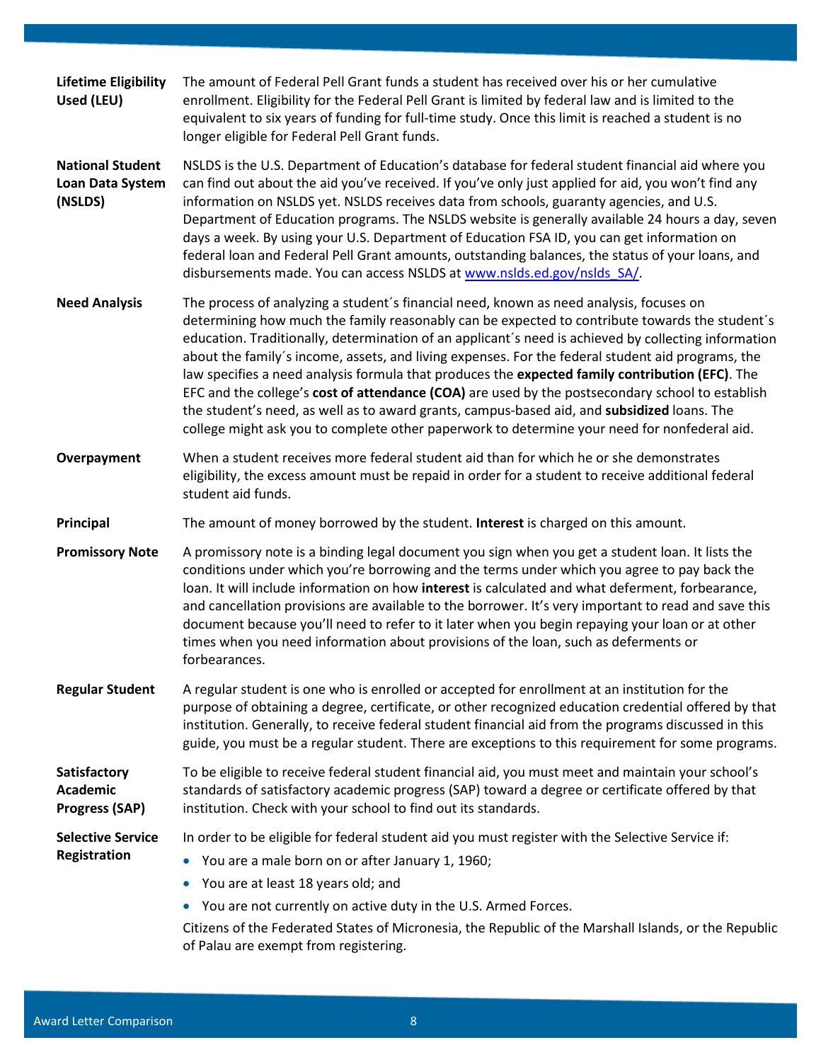**Lifetime Eligibility Used (LEU)**
The amount of Federal Pell Grant funds a student has received over his or her cumulative enrollment. Eligibility for the Federal Pell Grant is limited by federal law and is limited to the equivalent to six years of funding for full-time study. Once this limit is reached a student is no longer eligible for Federal Pell Grant funds.

**National Student Loan Data System (NSLDS)**
NSLDS is the U.S. Department of Education's database for federal student financial aid where you can find out about the aid you've received. If you've only just applied for aid, you won't find any information on NSLDS yet. NSLDS receives data from schools, guaranty agencies, and U.S. Department of Education programs. The NSLDS website is generally available 24 hours a day, seven days a week. By using your U.S. Department of Education FSA ID, you can get information on federal loan and Federal Pell Grant amounts, outstanding balances, the status of your loans, and disbursements made. You can access NSLDS at [www.nslds.ed.gov/nslds_SA/](www.nslds.ed.gov/nslds_SA/).

**Need Analysis**
The process of analyzing a student´s financial need, known as need analysis, focuses on determining how much the family reasonably can be expected to contribute towards the student´s education. Traditionally, determination of an applicant´s need is achieved by collecting information about the family´s income, assets, and living expenses. For the federal student aid programs, the law specifies a need analysis formula that produces the **expected family contribution (EFC)**. The EFC and the college's **cost of attendance (COA)** are used by the postsecondary school to establish the student's need, as well as to award grants, campus-based aid, and **subsidized** loans. The college might ask you to complete other paperwork to determine your need for nonfederal aid.

**Overpayment**
When a student receives more federal student aid than for which he or she demonstrates eligibility, the excess amount must be repaid in order for a student to receive additional federal student aid funds.

**Principal**
The amount of money borrowed by the student. **Interest** is charged on this amount.

**Promissory Note**
A promissory note is a binding legal document you sign when you get a student loan. It lists the conditions under which you're borrowing and the terms under which you agree to pay back the loan. It will include information on how **interest** is calculated and what deferment, forbearance, and cancellation provisions are available to the borrower. It's very important to read and save this document because you'll need to refer to it later when you begin repaying your loan or at other times when you need information about provisions of the loan, such as deferments or forbearances.

**Regular Student**
A regular student is one who is enrolled or accepted for enrollment at an institution for the purpose of obtaining a degree, certificate, or other recognized education credential offered by that institution. Generally, to receive federal student financial aid from the programs discussed in this guide, you must be a regular student. There are exceptions to this requirement for some programs.

**Satisfactory Academic Progress (SAP)**
To be eligible to receive federal student financial aid, you must meet and maintain your school's standards of satisfactory academic progress (SAP) toward a degree or certificate offered by that institution. Check with your school to find out its standards.

**Selective Service Registration**
In order to be eligible for federal student aid you must register with the Selective Service if:

- You are a male born on or after January 1, 1960;
- You are at least 18 years old; and
- You are not currently on active duty in the U.S. Armed Forces.

Citizens of the Federated States of Micronesia, the Republic of the Marshall Islands, or the Republic of Palau are exempt from registering.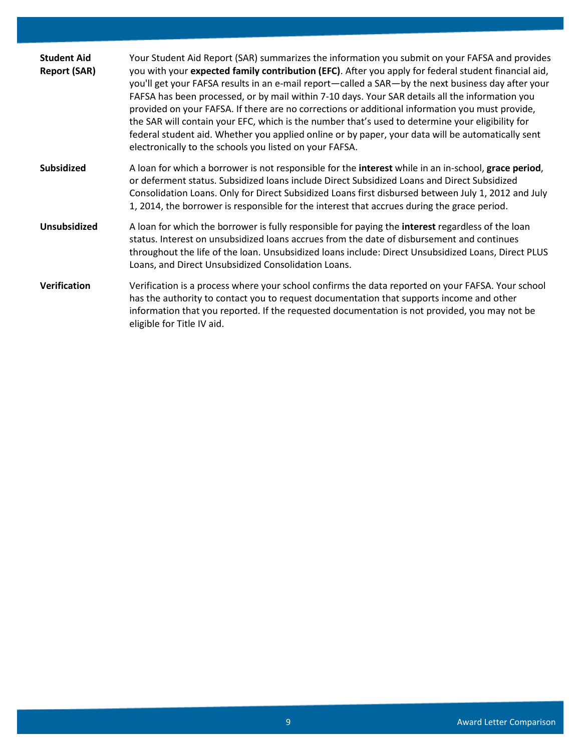**Student Aid Report (SAR)** Your Student Aid Report (SAR) summarizes the information you submit on your FAFSA and provides you with your **expected family contribution (EFC)**. After you apply for federal student financial aid, you'll get your FAFSA results in an e-mail report—called a SAR—by the next business day after your FAFSA has been processed, or by mail within 7-10 days. Your SAR details all the information you provided on your FAFSA. If there are no corrections or additional information you must provide, the SAR will contain your EFC, which is the number that's used to determine your eligibility for federal student aid. Whether you applied online or by paper, your data will be automatically sent electronically to the schools you listed on your FAFSA.

**Subsidized** A loan for which a borrower is not responsible for the **interest** while in an in-school, **grace period**, or deferment status. Subsidized loans include Direct Subsidized Loans and Direct Subsidized Consolidation Loans. Only for Direct Subsidized Loans first disbursed between July 1, 2012 and July 1, 2014, the borrower is responsible for the interest that accrues during the grace period.

**Unsubsidized** A loan for which the borrower is fully responsible for paying the **interest** regardless of the loan status. Interest on unsubsidized loans accrues from the date of disbursement and continues throughout the life of the loan. Unsubsidized loans include: Direct Unsubsidized Loans, Direct PLUS Loans, and Direct Unsubsidized Consolidation Loans.

**Verification** Verification is a process where your school confirms the data reported on your FAFSA. Your school has the authority to contact you to request documentation that supports income and other information that you reported. If the requested documentation is not provided, you may not be eligible for Title IV aid.